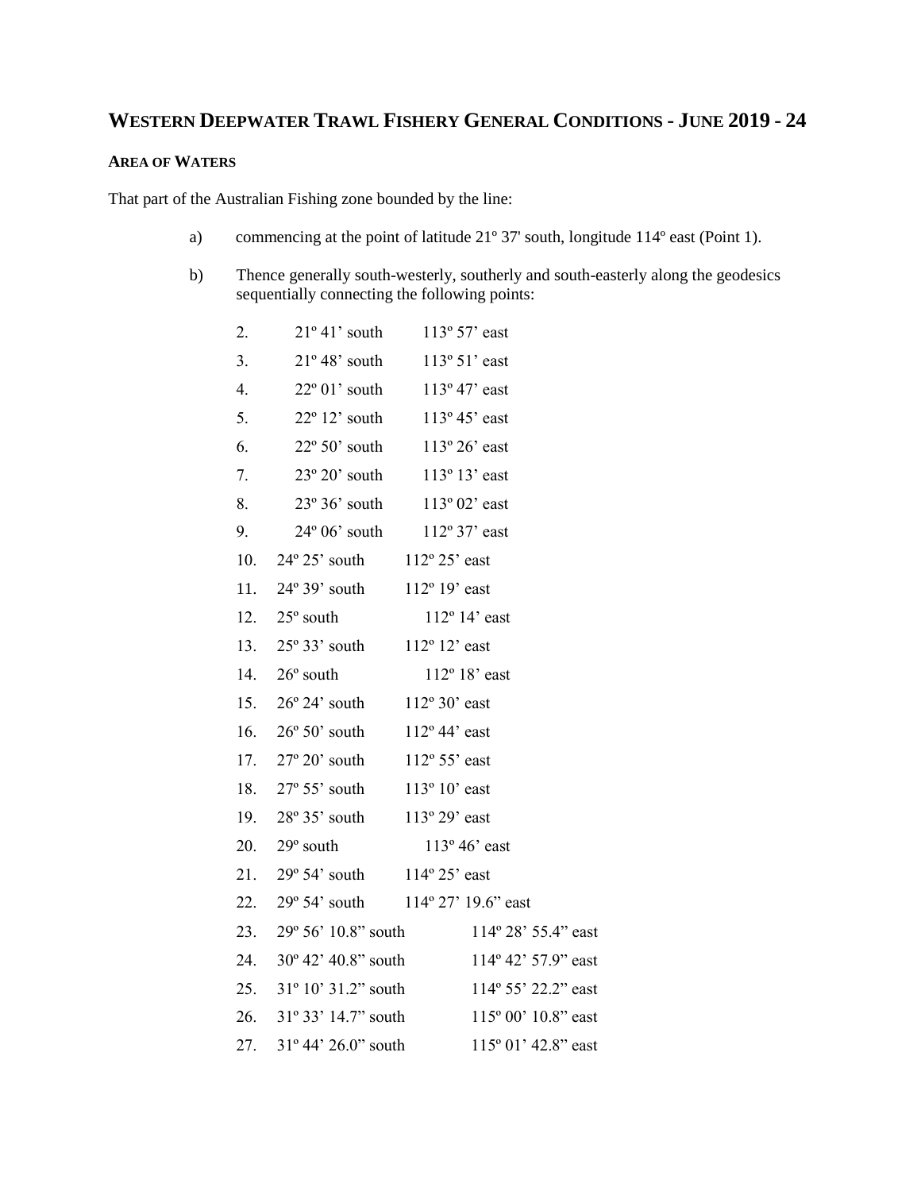# WESTERN DEEPWATER TRAWL FISHERY GENERAL CONDITIONS - JUNE 2019 - 24

### AREA OF WATERS

That part of the Australian Fishing zone bounded by the line:

a) commencing at the point of latitude 21º 37' south, longitude 114º east (Point 1).

b) Thence generally south-westerly, southerly and south-easterly along the geodesics sequentially connecting the following points:

| | | |
|---|---|---|
| 2. | 21º 41' south | 113º 57' east |
| 3. | 21º 48' south | 113º 51' east |
| 4. | 22º 01' south | 113º 47' east |
| 5. | 22º 12' south | 113º 45' east |
| 6. | 22º 50' south | 113º 26' east |
| 7. | 23º 20' south | 113º 13' east |
| 8. | 23º 36' south | 113º 02' east |
| 9. | 24º 06' south | 112º 37' east |
| 10. | 24º 25' south | 112º 25' east |
| 11. | 24º 39' south | 112º 19' east |
| 12. | 25º south | 112º 14' east |
| 13. | 25º 33' south | 112º 12' east |
| 14. | 26º south | 112º 18' east |
| 15. | 26º 24' south | 112º 30' east |
| 16. | 26º 50' south | 112º 44' east |
| 17. | 27º 20' south | 112º 55' east |
| 18. | 27º 55' south | 113º 10' east |
| 19. | 28º 35' south | 113º 29' east |
| 20. | 29º south | 113º 46' east |
| 21. | 29º 54' south | 114º 25' east |
| 22. | 29º 54' south | 114º 27' 19.6" east |
| 23. | 29º 56' 10.8" south | 114º 28' 55.4" east |
| 24. | 30º 42' 40.8" south | 114º 42' 57.9" east |
| 25. | 31º 10' 31.2" south | 114º 55' 22.2" east |
| 26. | 31º 33' 14.7" south | 115º 00' 10.8" east |
| 27. | 31º 44' 26.0" south | 115º 01' 42.8" east |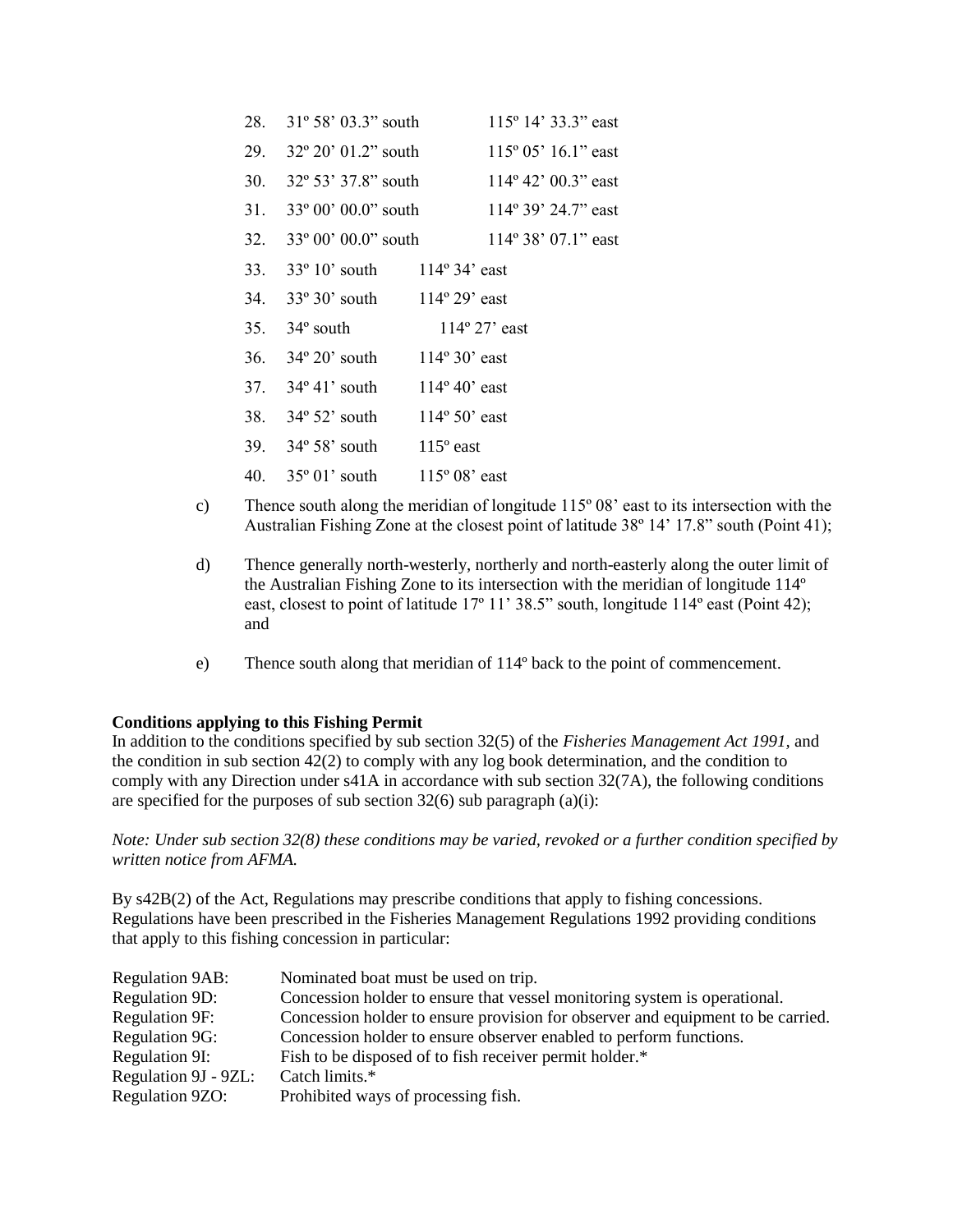| | | |
|---|---|---|
| 28. | 31º 58’ 03.3” south | 115º 14’ 33.3” east |
| 29. | 32º 20’ 01.2” south | 115º 05’ 16.1” east |
| 30. | 32º 53’ 37.8” south | 114º 42’ 00.3” east |
| 31. | 33º 00’ 00.0” south | 114º 39’ 24.7” east |
| 32. | 33º 00’ 00.0” south | 114º 38’ 07.1” east |
| 33. | 33º 10’ south | 114º 34’ east |
| 34. | 33º 30’ south | 114º 29’ east |
| 35. | 34º south | 114º 27’ east |
| 36. | 34º 20’ south | 114º 30’ east |
| 37. | 34º 41’ south | 114º 40’ east |
| 38. | 34º 52’ south | 114º 50’ east |
| 39. | 34º 58’ south | 115º east |
| 40. | 35º 01’ south | 115º 08’ east |

c) Thence south along the meridian of longitude 115º 08’ east to its intersection with the Australian Fishing Zone at the closest point of latitude 38º 14’ 17.8” south (Point 41);

d) Thence generally north-westerly, northerly and north-easterly along the outer limit of the Australian Fishing Zone to its intersection with the meridian of longitude 114º east, closest to point of latitude 17º 11’ 38.5” south, longitude 114º east (Point 42); and

e) Thence south along that meridian of 114º back to the point of commencement.

**Conditions applying to this Fishing Permit**

In addition to the conditions specified by sub section 32(5) of the *Fisheries Management Act 1991*, and the condition in sub section 42(2) to comply with any log book determination, and the condition to comply with any Direction under s41A in accordance with sub section 32(7A), the following conditions are specified for the purposes of sub section 32(6) sub paragraph (a)(i):

*Note: Under sub section 32(8) these conditions may be varied, revoked or a further condition specified by written notice from AFMA.*

By s42B(2) of the Act, Regulations may prescribe conditions that apply to fishing concessions. Regulations have been prescribed in the Fisheries Management Regulations 1992 providing conditions that apply to this fishing concession in particular:

| | |
|---|---|
| Regulation 9AB: | Nominated boat must be used on trip. |
| Regulation 9D: | Concession holder to ensure that vessel monitoring system is operational. |
| Regulation 9F: | Concession holder to ensure provision for observer and equipment to be carried. |
| Regulation 9G: | Concession holder to ensure observer enabled to perform functions. |
| Regulation 9I: | Fish to be disposed of to fish receiver permit holder.* |
| Regulation 9J - 9ZL: | Catch limits.* |
| Regulation 9ZO: | Prohibited ways of processing fish. |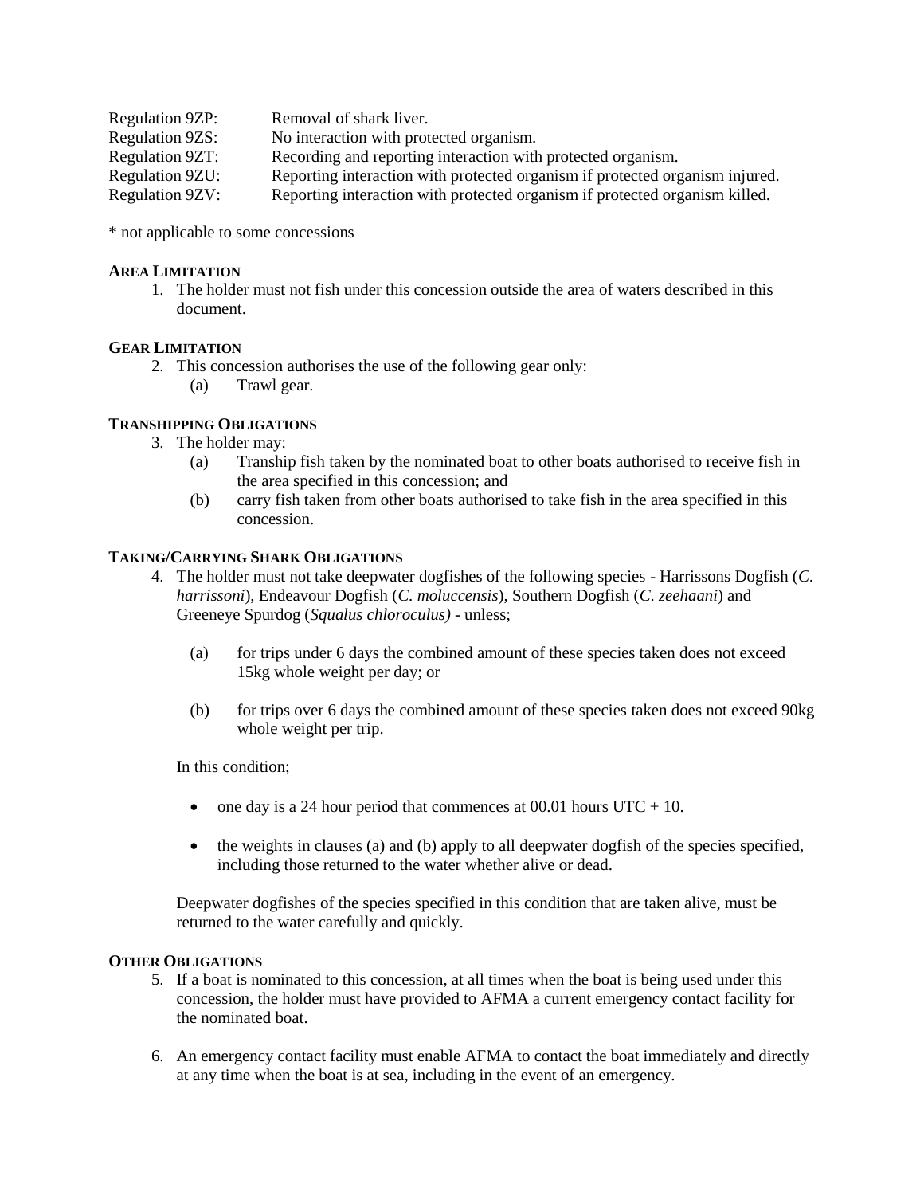| | |
|---|---|
| Regulation 9ZP: | Removal of shark liver. |
| Regulation 9ZS: | No interaction with protected organism. |
| Regulation 9ZT: | Recording and reporting interaction with protected organism. |
| Regulation 9ZU: | Reporting interaction with protected organism if protected organism injured. |
| Regulation 9ZV: | Reporting interaction with protected organism if protected organism killed. |

* not applicable to some concessions

**AREA LIMITATION**

1. The holder must not fish under this concession outside the area of waters described in this document.

**GEAR LIMITATION**

2. This concession authorises the use of the following gear only:
   (a) Trawl gear.

**TRANSHIPPING OBLIGATIONS**

3. The holder may:
   (a) Tranship fish taken by the nominated boat to other boats authorised to receive fish in the area specified in this concession; and
   (b) carry fish taken from other boats authorised to take fish in the area specified in this concession.

**TAKING/CARRYING SHARK OBLIGATIONS**

4. The holder must not take deepwater dogfishes of the following species - Harrissons Dogfish (*C. harrissoni*), Endeavour Dogfish (*C. moluccensis*), Southern Dogfish (*C. zeehaani*) and Greeneye Spurdog (*Squalus chloroculus)* - unless;

   (a) for trips under 6 days the combined amount of these species taken does not exceed 15kg whole weight per day; or

   (b) for trips over 6 days the combined amount of these species taken does not exceed 90kg whole weight per trip.

   In this condition;

   - one day is a 24 hour period that commences at 00.01 hours UTC + 10.
   - the weights in clauses (a) and (b) apply to all deepwater dogfish of the species specified, including those returned to the water whether alive or dead.

   Deepwater dogfishes of the species specified in this condition that are taken alive, must be returned to the water carefully and quickly.

**OTHER OBLIGATIONS**

5. If a boat is nominated to this concession, at all times when the boat is being used under this concession, the holder must have provided to AFMA a current emergency contact facility for the nominated boat.

6. An emergency contact facility must enable AFMA to contact the boat immediately and directly at any time when the boat is at sea, including in the event of an emergency.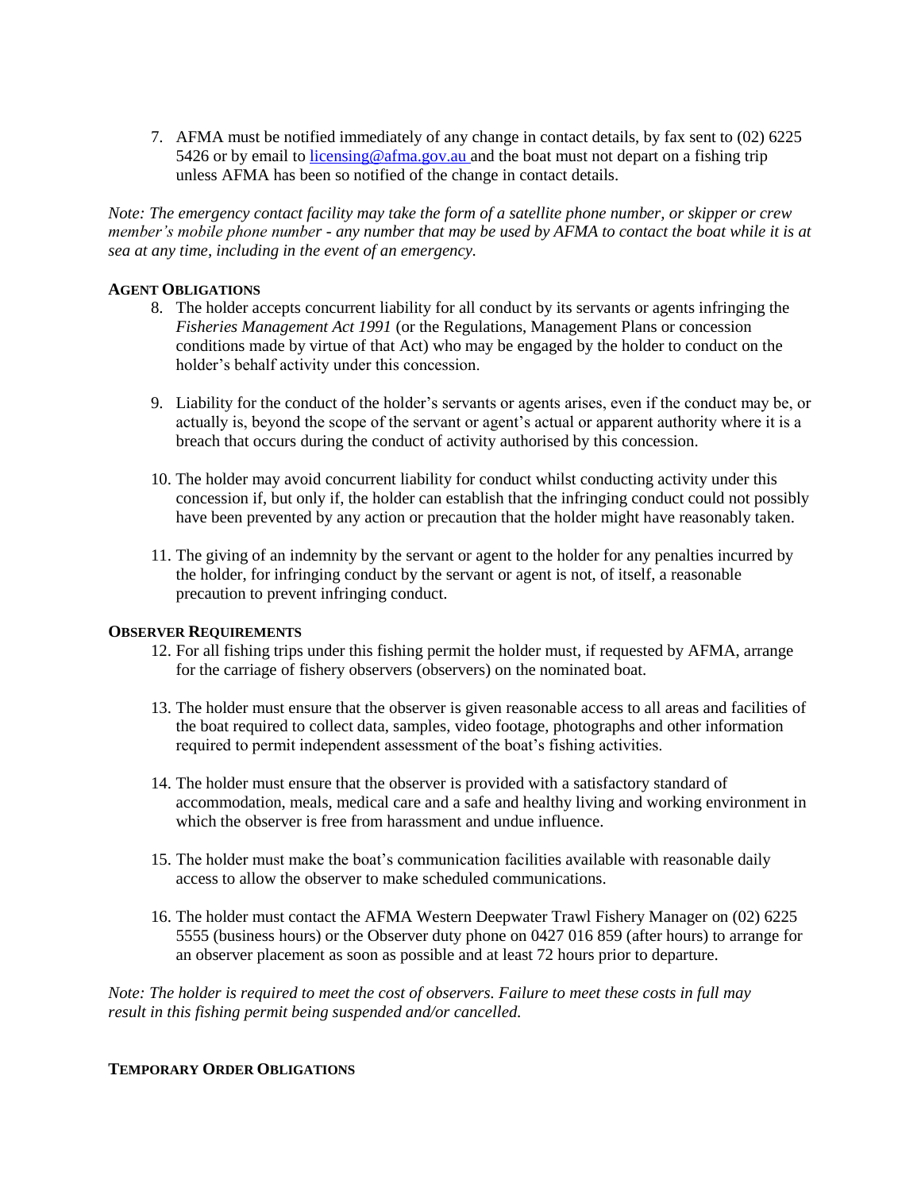7. AFMA must be notified immediately of any change in contact details, by fax sent to (02) 6225 5426 or by email to [licensing@afma.gov.au](mailto:licensing@afma.gov.au) and the boat must not depart on a fishing trip unless AFMA has been so notified of the change in contact details.

*Note: The emergency contact facility may take the form of a satellite phone number, or skipper or crew member's mobile phone number - any number that may be used by AFMA to contact the boat while it is at sea at any time, including in the event of an emergency.*

**AGENT OBLIGATIONS**

8. The holder accepts concurrent liability for all conduct by its servants or agents infringing the *Fisheries Management Act 1991* (or the Regulations, Management Plans or concession conditions made by virtue of that Act) who may be engaged by the holder to conduct on the holder's behalf activity under this concession.

9. Liability for the conduct of the holder's servants or agents arises, even if the conduct may be, or actually is, beyond the scope of the servant or agent's actual or apparent authority where it is a breach that occurs during the conduct of activity authorised by this concession.

10. The holder may avoid concurrent liability for conduct whilst conducting activity under this concession if, but only if, the holder can establish that the infringing conduct could not possibly have been prevented by any action or precaution that the holder might have reasonably taken.

11. The giving of an indemnity by the servant or agent to the holder for any penalties incurred by the holder, for infringing conduct by the servant or agent is not, of itself, a reasonable precaution to prevent infringing conduct.

**OBSERVER REQUIREMENTS**

12. For all fishing trips under this fishing permit the holder must, if requested by AFMA, arrange for the carriage of fishery observers (observers) on the nominated boat.

13. The holder must ensure that the observer is given reasonable access to all areas and facilities of the boat required to collect data, samples, video footage, photographs and other information required to permit independent assessment of the boat's fishing activities.

14. The holder must ensure that the observer is provided with a satisfactory standard of accommodation, meals, medical care and a safe and healthy living and working environment in which the observer is free from harassment and undue influence.

15. The holder must make the boat's communication facilities available with reasonable daily access to allow the observer to make scheduled communications.

16. The holder must contact the AFMA Western Deepwater Trawl Fishery Manager on (02) 6225 5555 (business hours) or the Observer duty phone on 0427 016 859 (after hours) to arrange for an observer placement as soon as possible and at least 72 hours prior to departure.

*Note: The holder is required to meet the cost of observers. Failure to meet these costs in full may result in this fishing permit being suspended and/or cancelled.*

**TEMPORARY ORDER OBLIGATIONS**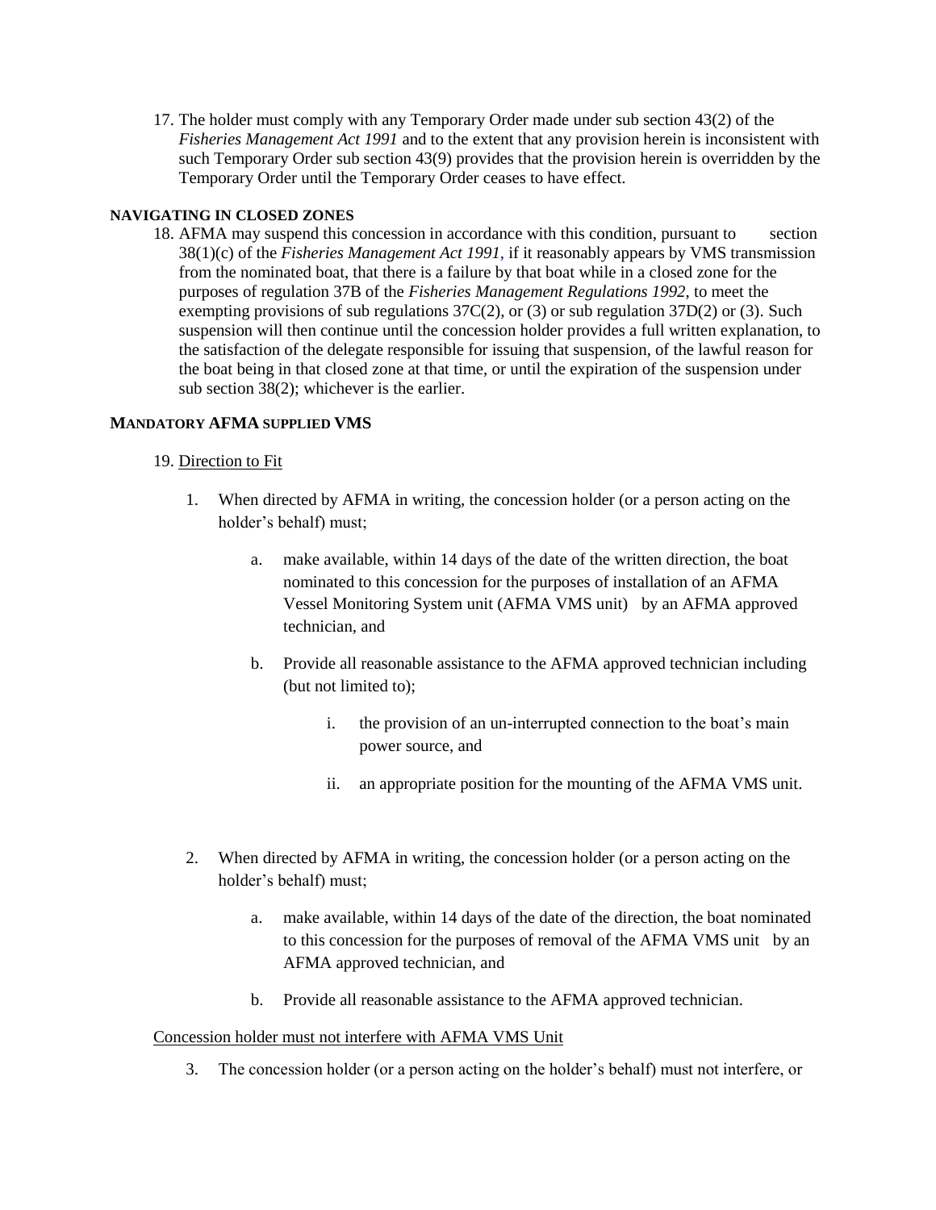17. The holder must comply with any Temporary Order made under sub section 43(2) of the *Fisheries Management Act 1991* and to the extent that any provision herein is inconsistent with such Temporary Order sub section 43(9) provides that the provision herein is overridden by the Temporary Order until the Temporary Order ceases to have effect.

**NAVIGATING IN CLOSED ZONES**

18. AFMA may suspend this concession in accordance with this condition, pursuant to section 38(1)(c) of the *Fisheries Management Act 1991*, if it reasonably appears by VMS transmission from the nominated boat, that there is a failure by that boat while in a closed zone for the purposes of regulation 37B of the *Fisheries Management Regulations 1992*, to meet the exempting provisions of sub regulations 37C(2), or (3) or sub regulation 37D(2) or (3). Such suspension will then continue until the concession holder provides a full written explanation, to the satisfaction of the delegate responsible for issuing that suspension, of the lawful reason for the boat being in that closed zone at that time, or until the expiration of the suspension under sub section 38(2); whichever is the earlier.

**MANDATORY AFMA SUPPLIED VMS**

19. Direction to Fit

1. When directed by AFMA in writing, the concession holder (or a person acting on the holder's behalf) must;

   a. make available, within 14 days of the date of the written direction, the boat nominated to this concession for the purposes of installation of an AFMA Vessel Monitoring System unit (AFMA VMS unit) by an AFMA approved technician, and

   b. Provide all reasonable assistance to the AFMA approved technician including (but not limited to);

      i. the provision of an un-interrupted connection to the boat's main power source, and

      ii. an appropriate position for the mounting of the AFMA VMS unit.

2. When directed by AFMA in writing, the concession holder (or a person acting on the holder's behalf) must;

   a. make available, within 14 days of the date of the direction, the boat nominated to this concession for the purposes of removal of the AFMA VMS unit by an AFMA approved technician, and

   b. Provide all reasonable assistance to the AFMA approved technician.

Concession holder must not interfere with AFMA VMS Unit

3. The concession holder (or a person acting on the holder's behalf) must not interfere, or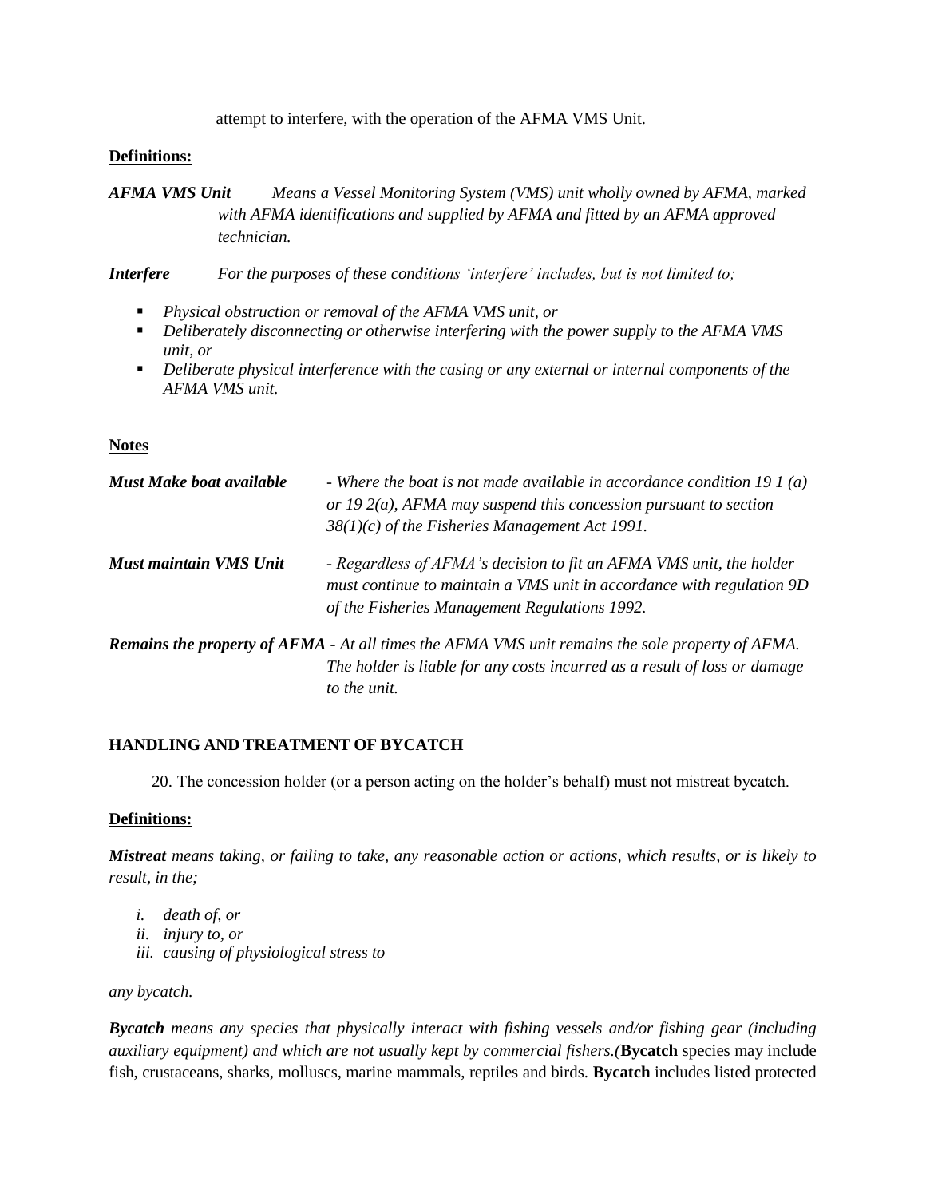attempt to interfere, with the operation of the AFMA VMS Unit.

**Definitions:**

***AFMA VMS Unit*** *Means a Vessel Monitoring System (VMS) unit wholly owned by AFMA, marked with AFMA identifications and supplied by AFMA and fitted by an AFMA approved technician.*

***Interfere*** *For the purposes of these conditions 'interfere' includes, but is not limited to;*

- *Physical obstruction or removal of the AFMA VMS unit, or*
- *Deliberately disconnecting or otherwise interfering with the power supply to the AFMA VMS unit, or*
- *Deliberate physical interference with the casing or any external or internal components of the AFMA VMS unit.*

**Notes**

***Must Make boat available*** *- Where the boat is not made available in accordance condition 19 1 (a) or 19 2(a), AFMA may suspend this concession pursuant to section 38(1)(c) of the Fisheries Management Act 1991.*

***Must maintain VMS Unit*** *- Regardless of AFMA's decision to fit an AFMA VMS unit, the holder must continue to maintain a VMS unit in accordance with regulation 9D of the Fisheries Management Regulations 1992.*

***Remains the property of AFMA*** *- At all times the AFMA VMS unit remains the sole property of AFMA. The holder is liable for any costs incurred as a result of loss or damage to the unit.*

**HANDLING AND TREATMENT OF BYCATCH**

20. The concession holder (or a person acting on the holder's behalf) must not mistreat bycatch.

**Definitions:**

***Mistreat*** *means taking, or failing to take, any reasonable action or actions, which results, or is likely to result, in the;*

*i. death of, or*
*ii. injury to, or*
*iii. causing of physiological stress to*

*any bycatch.*

***Bycatch*** *means any species that physically interact with fishing vessels and/or fishing gear (including auxiliary equipment) and which are not usually kept by commercial fishers.(***Bycatch** species may include fish, crustaceans, sharks, molluscs, marine mammals, reptiles and birds. **Bycatch** includes listed protected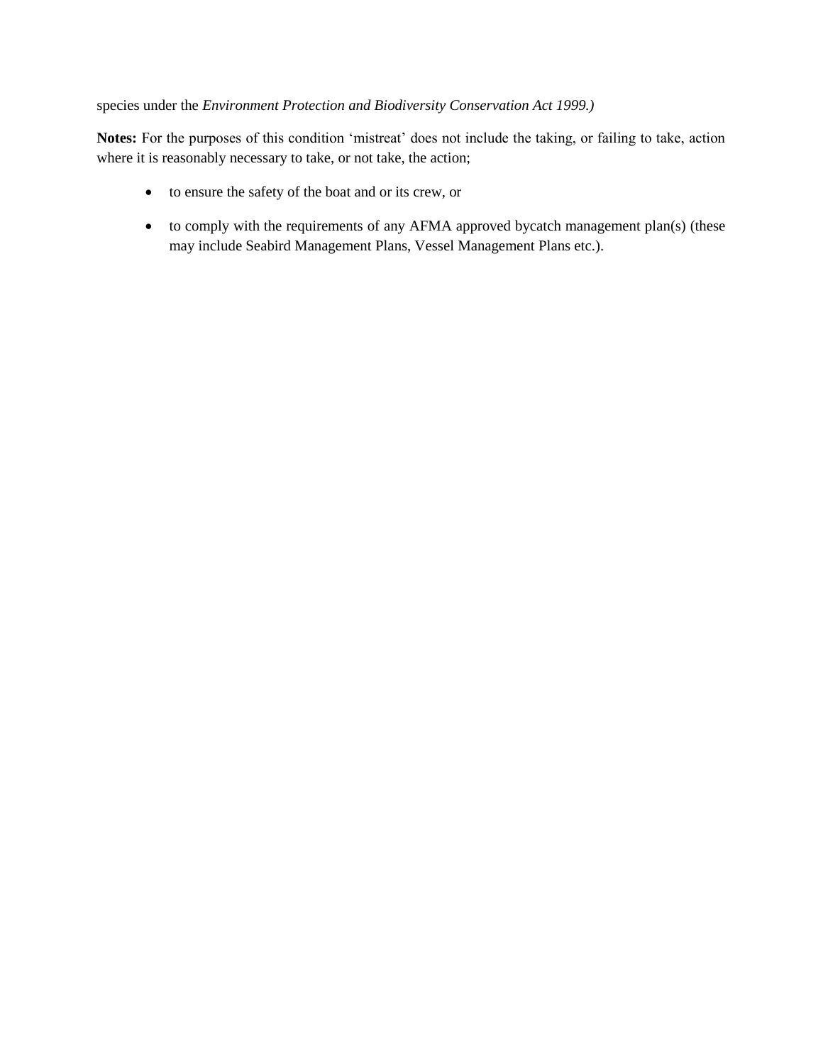species under the *Environment Protection and Biodiversity Conservation Act 1999.)*

**Notes:** For the purposes of this condition 'mistreat' does not include the taking, or failing to take, action where it is reasonably necessary to take, or not take, the action;

- to ensure the safety of the boat and or its crew, or
- to comply with the requirements of any AFMA approved bycatch management plan(s) (these may include Seabird Management Plans, Vessel Management Plans etc.).